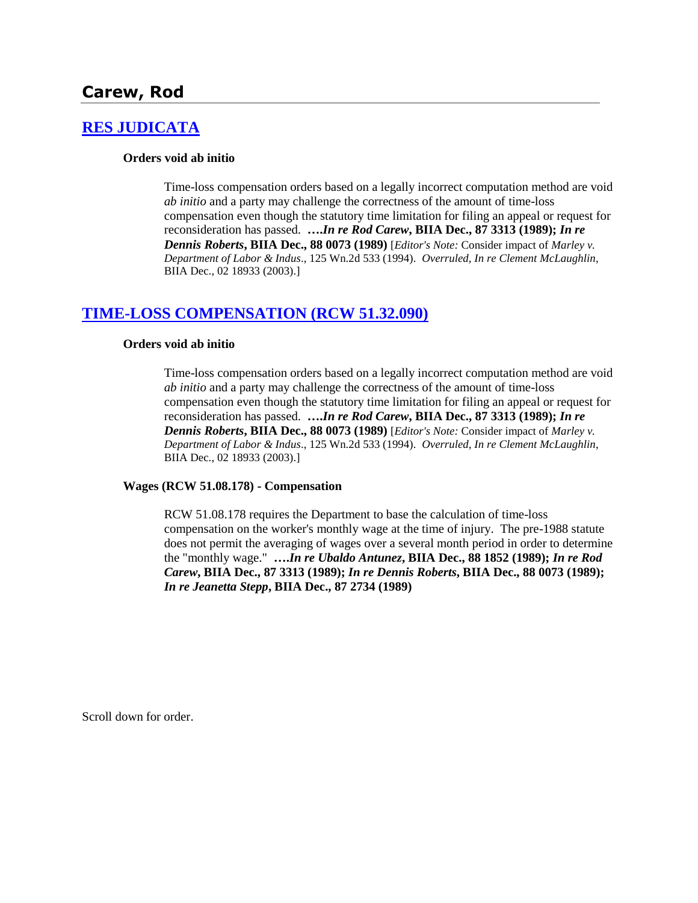## Carew, Rod

## RES JUDICATA

#### Orders void ab initio

Time-loss compensation orders based on a legally incorrect computation method are void *ab initio* and a party may challenge the correctness of the amount of time-loss compensation even though the statutory time limitation for filing an appeal or request for reconsideration has passed. ***….In re Rod Carew*, BIIA Dec., 87 3313 (1989); *In re Dennis Roberts*, BIIA Dec., 88 0073 (1989)** [*Editor's Note:* Consider impact of *Marley v. Department of Labor & Indus*., 125 Wn.2d 533 (1994). *Overruled, In re Clement McLaughlin*, BIIA Dec., 02 18933 (2003).]

## TIME-LOSS COMPENSATION (RCW 51.32.090)

#### Orders void ab initio

Time-loss compensation orders based on a legally incorrect computation method are void *ab initio* and a party may challenge the correctness of the amount of time-loss compensation even though the statutory time limitation for filing an appeal or request for reconsideration has passed. ***….In re Rod Carew*, BIIA Dec., 87 3313 (1989); *In re Dennis Roberts*, BIIA Dec., 88 0073 (1989)** [*Editor's Note:* Consider impact of *Marley v. Department of Labor & Indus*., 125 Wn.2d 533 (1994). *Overruled, In re Clement McLaughlin*, BIIA Dec., 02 18933 (2003).]

#### Wages (RCW 51.08.178) - Compensation

RCW 51.08.178 requires the Department to base the calculation of time-loss compensation on the worker's monthly wage at the time of injury. The pre-1988 statute does not permit the averaging of wages over a several month period in order to determine the "monthly wage." ***….In re Ubaldo Antunez*, BIIA Dec., 88 1852 (1989); *In re Rod Carew*, BIIA Dec., 87 3313 (1989); *In re Dennis Roberts*, BIIA Dec., 88 0073 (1989); *In re Jeanetta Stepp*, BIIA Dec., 87 2734 (1989)**

Scroll down for order.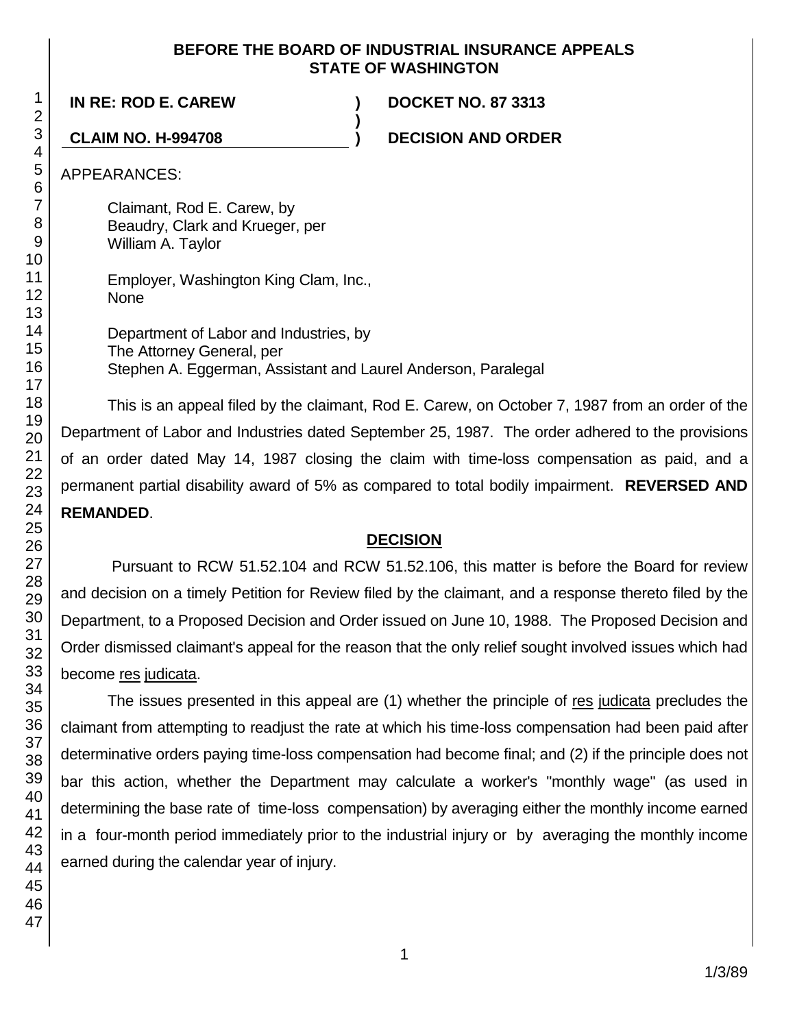**BEFORE THE BOARD OF INDUSTRIAL INSURANCE APPEALS**
**STATE OF WASHINGTON**

**IN RE: ROD E. CAREW** ) **DOCKET NO. 87 3313**
)
**CLAIM NO. H-994708** ) **DECISION AND ORDER**

APPEARANCES:

Claimant, Rod E. Carew, by
Beaudry, Clark and Krueger, per
William A. Taylor

Employer, Washington King Clam, Inc.,
None

Department of Labor and Industries, by
The Attorney General, per
Stephen A. Eggerman, Assistant and Laurel Anderson, Paralegal

This is an appeal filed by the claimant, Rod E. Carew, on October 7, 1987 from an order of the Department of Labor and Industries dated September 25, 1987. The order adhered to the provisions of an order dated May 14, 1987 closing the claim with time-loss compensation as paid, and a permanent partial disability award of 5% as compared to total bodily impairment. **REVERSED AND REMANDED**.

## DECISION

Pursuant to RCW 51.52.104 and RCW 51.52.106, this matter is before the Board for review and decision on a timely Petition for Review filed by the claimant, and a response thereto filed by the Department, to a Proposed Decision and Order issued on June 10, 1988. The Proposed Decision and Order dismissed claimant's appeal for the reason that the only relief sought involved issues which had become res judicata.

The issues presented in this appeal are (1) whether the principle of res judicata precludes the claimant from attempting to readjust the rate at which his time-loss compensation had been paid after determinative orders paying time-loss compensation had become final; and (2) if the principle does not bar this action, whether the Department may calculate a worker's "monthly wage" (as used in determining the base rate of time-loss compensation) by averaging either the monthly income earned in a four-month period immediately prior to the industrial injury or by averaging the monthly income earned during the calendar year of injury.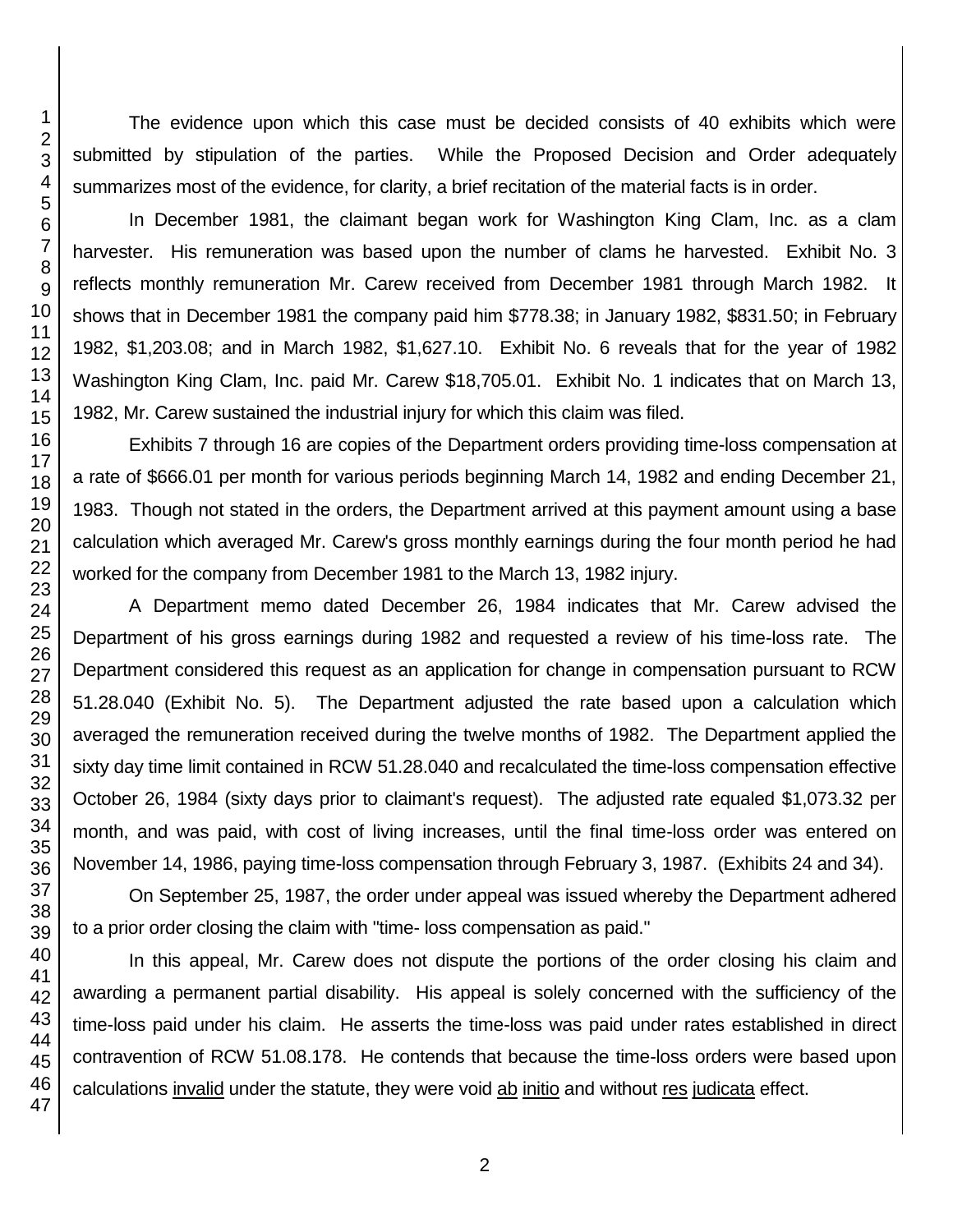The evidence upon which this case must be decided consists of 40 exhibits which were submitted by stipulation of the parties. While the Proposed Decision and Order adequately summarizes most of the evidence, for clarity, a brief recitation of the material facts is in order.

In December 1981, the claimant began work for Washington King Clam, Inc. as a clam harvester. His remuneration was based upon the number of clams he harvested. Exhibit No. 3 reflects monthly remuneration Mr. Carew received from December 1981 through March 1982. It shows that in December 1981 the company paid him $778.38; in January 1982, $831.50; in February 1982, $1,203.08; and in March 1982, $1,627.10. Exhibit No. 6 reveals that for the year of 1982 Washington King Clam, Inc. paid Mr. Carew $18,705.01. Exhibit No. 1 indicates that on March 13, 1982, Mr. Carew sustained the industrial injury for which this claim was filed.

Exhibits 7 through 16 are copies of the Department orders providing time-loss compensation at a rate of $666.01 per month for various periods beginning March 14, 1982 and ending December 21, 1983. Though not stated in the orders, the Department arrived at this payment amount using a base calculation which averaged Mr. Carew's gross monthly earnings during the four month period he had worked for the company from December 1981 to the March 13, 1982 injury.

A Department memo dated December 26, 1984 indicates that Mr. Carew advised the Department of his gross earnings during 1982 and requested a review of his time-loss rate. The Department considered this request as an application for change in compensation pursuant to RCW 51.28.040 (Exhibit No. 5). The Department adjusted the rate based upon a calculation which averaged the remuneration received during the twelve months of 1982. The Department applied the sixty day time limit contained in RCW 51.28.040 and recalculated the time-loss compensation effective October 26, 1984 (sixty days prior to claimant's request). The adjusted rate equaled $1,073.32 per month, and was paid, with cost of living increases, until the final time-loss order was entered on November 14, 1986, paying time-loss compensation through February 3, 1987. (Exhibits 24 and 34).

On September 25, 1987, the order under appeal was issued whereby the Department adhered to a prior order closing the claim with "time- loss compensation as paid."

In this appeal, Mr. Carew does not dispute the portions of the order closing his claim and awarding a permanent partial disability. His appeal is solely concerned with the sufficiency of the time-loss paid under his claim. He asserts the time-loss was paid under rates established in direct contravention of RCW 51.08.178. He contends that because the time-loss orders were based upon calculations invalid under the statute, they were void ab initio and without res judicata effect.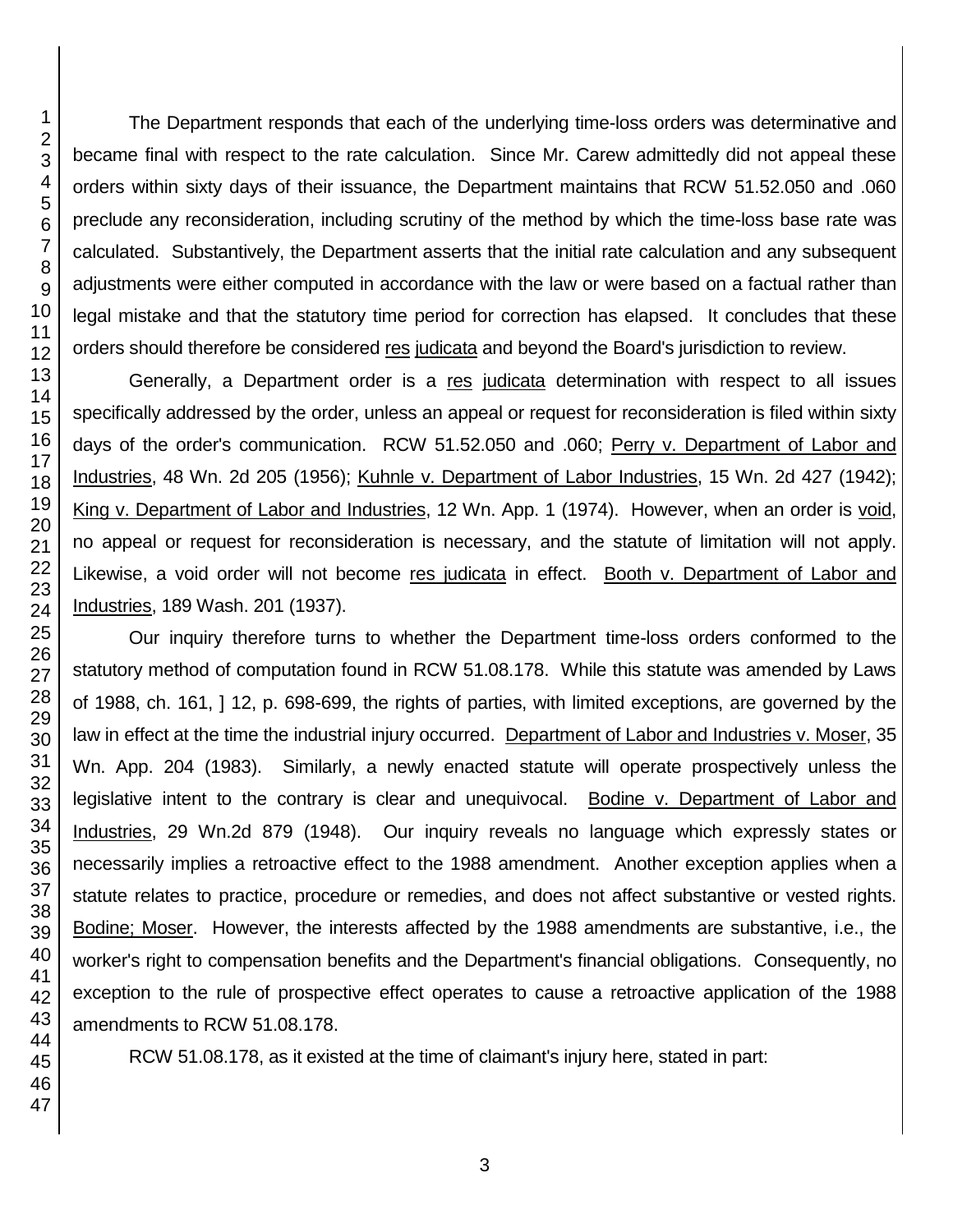The Department responds that each of the underlying time-loss orders was determinative and became final with respect to the rate calculation. Since Mr. Carew admittedly did not appeal these orders within sixty days of their issuance, the Department maintains that RCW 51.52.050 and .060 preclude any reconsideration, including scrutiny of the method by which the time-loss base rate was calculated. Substantively, the Department asserts that the initial rate calculation and any subsequent adjustments were either computed in accordance with the law or were based on a factual rather than legal mistake and that the statutory time period for correction has elapsed. It concludes that these orders should therefore be considered res judicata and beyond the Board's jurisdiction to review.

Generally, a Department order is a res judicata determination with respect to all issues specifically addressed by the order, unless an appeal or request for reconsideration is filed within sixty days of the order's communication. RCW 51.52.050 and .060; Perry v. Department of Labor and Industries, 48 Wn. 2d 205 (1956); Kuhnle v. Department of Labor Industries, 15 Wn. 2d 427 (1942); King v. Department of Labor and Industries, 12 Wn. App. 1 (1974). However, when an order is void, no appeal or request for reconsideration is necessary, and the statute of limitation will not apply. Likewise, a void order will not become res judicata in effect. Booth v. Department of Labor and Industries, 189 Wash. 201 (1937).

Our inquiry therefore turns to whether the Department time-loss orders conformed to the statutory method of computation found in RCW 51.08.178. While this statute was amended by Laws of 1988, ch. 161, ] 12, p. 698-699, the rights of parties, with limited exceptions, are governed by the law in effect at the time the industrial injury occurred. Department of Labor and Industries v. Moser, 35 Wn. App. 204 (1983). Similarly, a newly enacted statute will operate prospectively unless the legislative intent to the contrary is clear and unequivocal. Bodine v. Department of Labor and Industries, 29 Wn.2d 879 (1948). Our inquiry reveals no language which expressly states or necessarily implies a retroactive effect to the 1988 amendment. Another exception applies when a statute relates to practice, procedure or remedies, and does not affect substantive or vested rights. Bodine; Moser. However, the interests affected by the 1988 amendments are substantive, i.e., the worker's right to compensation benefits and the Department's financial obligations. Consequently, no exception to the rule of prospective effect operates to cause a retroactive application of the 1988 amendments to RCW 51.08.178.

RCW 51.08.178, as it existed at the time of claimant's injury here, stated in part: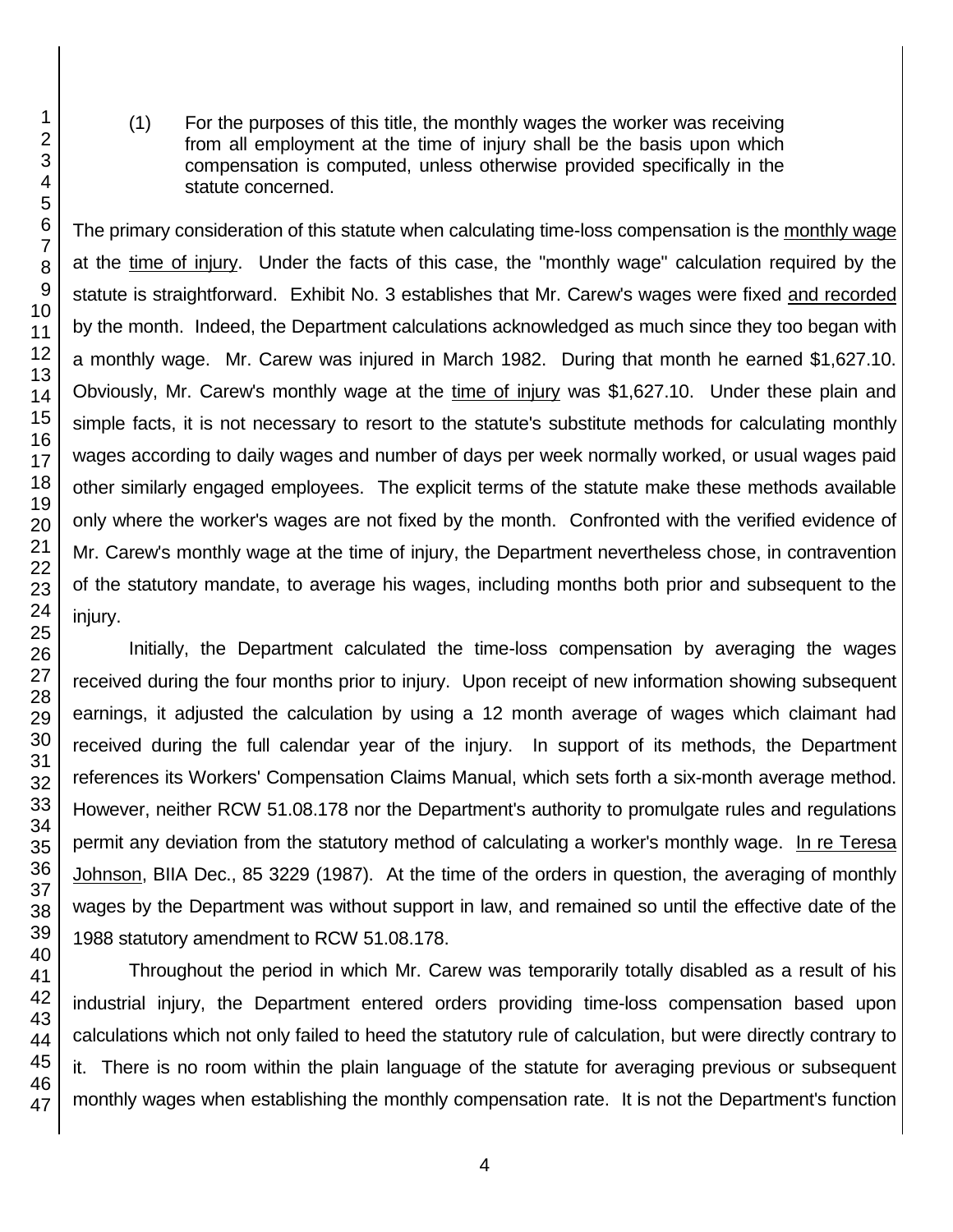(1) For the purposes of this title, the monthly wages the worker was receiving from all employment at the time of injury shall be the basis upon which compensation is computed, unless otherwise provided specifically in the statute concerned.

The primary consideration of this statute when calculating time-loss compensation is the monthly wage at the time of injury. Under the facts of this case, the "monthly wage" calculation required by the statute is straightforward. Exhibit No. 3 establishes that Mr. Carew's wages were fixed and recorded by the month. Indeed, the Department calculations acknowledged as much since they too began with a monthly wage. Mr. Carew was injured in March 1982. During that month he earned $1,627.10. Obviously, Mr. Carew's monthly wage at the time of injury was $1,627.10. Under these plain and simple facts, it is not necessary to resort to the statute's substitute methods for calculating monthly wages according to daily wages and number of days per week normally worked, or usual wages paid other similarly engaged employees. The explicit terms of the statute make these methods available only where the worker's wages are not fixed by the month. Confronted with the verified evidence of Mr. Carew's monthly wage at the time of injury, the Department nevertheless chose, in contravention of the statutory mandate, to average his wages, including months both prior and subsequent to the injury.

Initially, the Department calculated the time-loss compensation by averaging the wages received during the four months prior to injury. Upon receipt of new information showing subsequent earnings, it adjusted the calculation by using a 12 month average of wages which claimant had received during the full calendar year of the injury. In support of its methods, the Department references its Workers' Compensation Claims Manual, which sets forth a six-month average method. However, neither RCW 51.08.178 nor the Department's authority to promulgate rules and regulations permit any deviation from the statutory method of calculating a worker's monthly wage. In re Teresa Johnson, BIIA Dec., 85 3229 (1987). At the time of the orders in question, the averaging of monthly wages by the Department was without support in law, and remained so until the effective date of the 1988 statutory amendment to RCW 51.08.178.

Throughout the period in which Mr. Carew was temporarily totally disabled as a result of his industrial injury, the Department entered orders providing time-loss compensation based upon calculations which not only failed to heed the statutory rule of calculation, but were directly contrary to it. There is no room within the plain language of the statute for averaging previous or subsequent monthly wages when establishing the monthly compensation rate. It is not the Department's function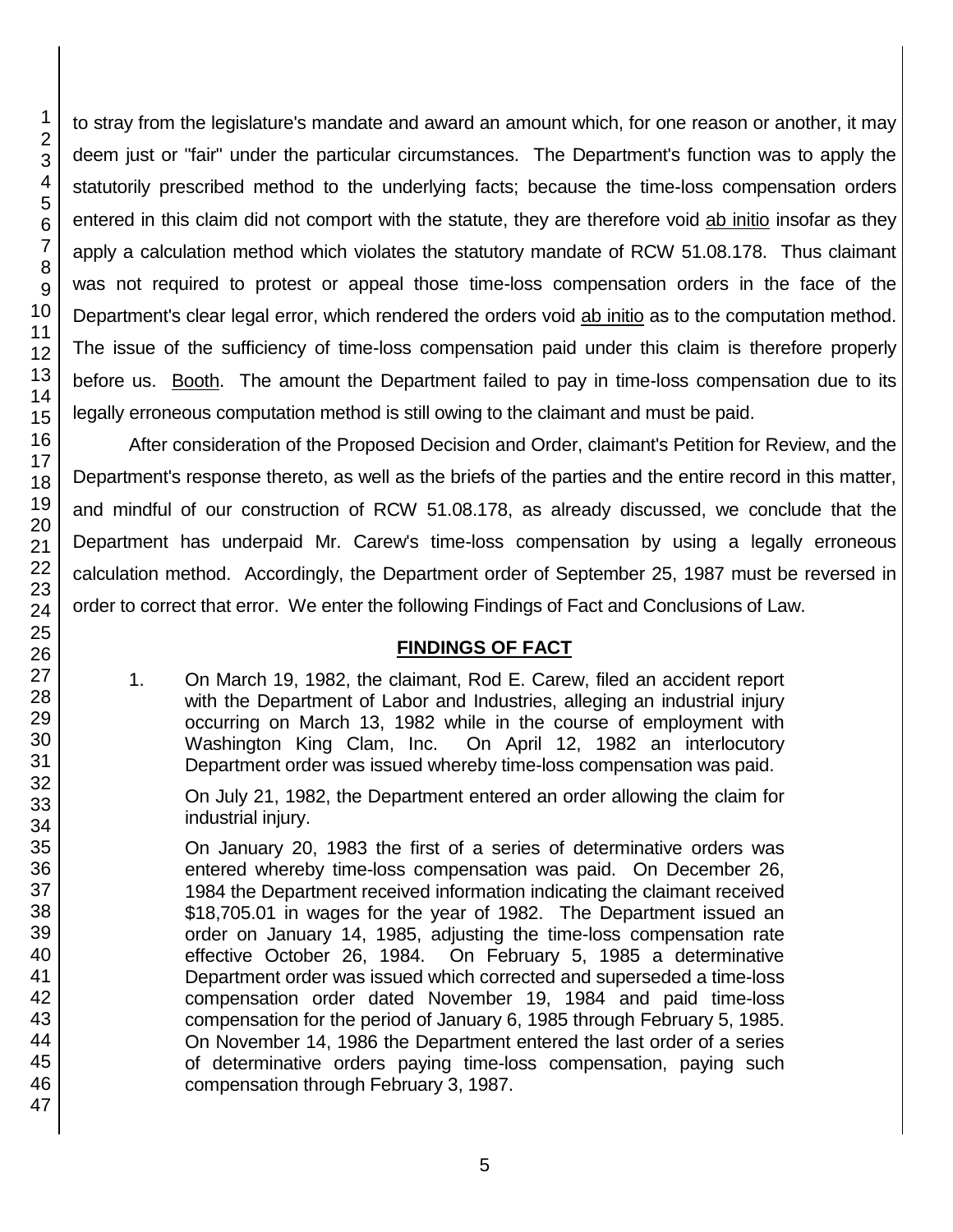to stray from the legislature's mandate and award an amount which, for one reason or another, it may deem just or "fair" under the particular circumstances. The Department's function was to apply the statutorily prescribed method to the underlying facts; because the time-loss compensation orders entered in this claim did not comport with the statute, they are therefore void ab initio insofar as they apply a calculation method which violates the statutory mandate of RCW 51.08.178. Thus claimant was not required to protest or appeal those time-loss compensation orders in the face of the Department's clear legal error, which rendered the orders void ab initio as to the computation method. The issue of the sufficiency of time-loss compensation paid under this claim is therefore properly before us. Booth. The amount the Department failed to pay in time-loss compensation due to its legally erroneous computation method is still owing to the claimant and must be paid.

After consideration of the Proposed Decision and Order, claimant's Petition for Review, and the Department's response thereto, as well as the briefs of the parties and the entire record in this matter, and mindful of our construction of RCW 51.08.178, as already discussed, we conclude that the Department has underpaid Mr. Carew's time-loss compensation by using a legally erroneous calculation method. Accordingly, the Department order of September 25, 1987 must be reversed in order to correct that error. We enter the following Findings of Fact and Conclusions of Law.

## FINDINGS OF FACT

1. On March 19, 1982, the claimant, Rod E. Carew, filed an accident report with the Department of Labor and Industries, alleging an industrial injury occurring on March 13, 1982 while in the course of employment with Washington King Clam, Inc. On April 12, 1982 an interlocutory Department order was issued whereby time-loss compensation was paid.

   On July 21, 1982, the Department entered an order allowing the claim for industrial injury.

   On January 20, 1983 the first of a series of determinative orders was entered whereby time-loss compensation was paid. On December 26, 1984 the Department received information indicating the claimant received $18,705.01 in wages for the year of 1982. The Department issued an order on January 14, 1985, adjusting the time-loss compensation rate effective October 26, 1984. On February 5, 1985 a determinative Department order was issued which corrected and superseded a time-loss compensation order dated November 19, 1984 and paid time-loss compensation for the period of January 6, 1985 through February 5, 1985. On November 14, 1986 the Department entered the last order of a series of determinative orders paying time-loss compensation, paying such compensation through February 3, 1987.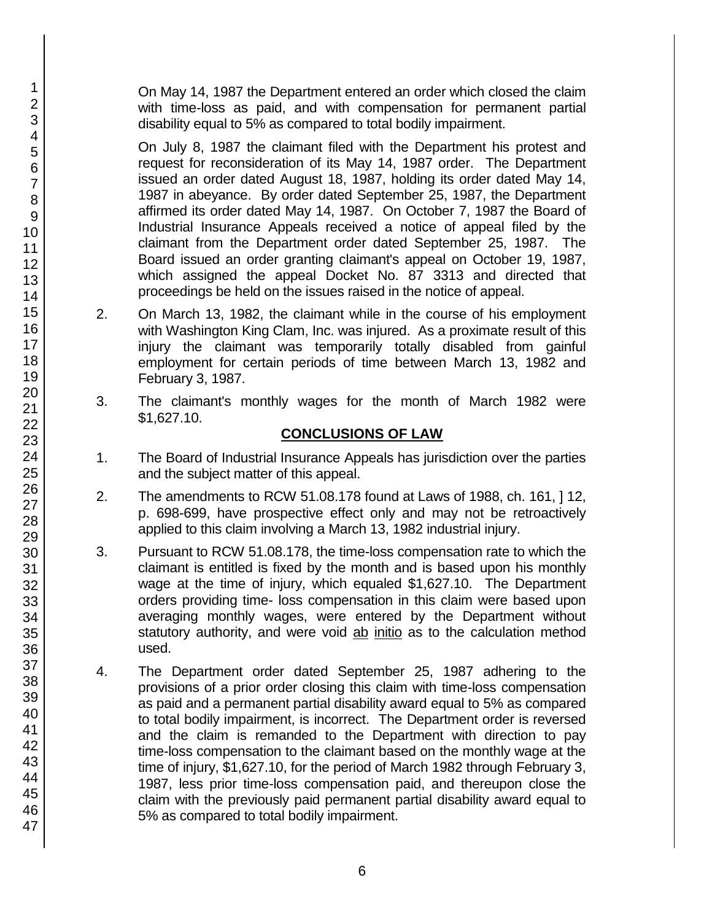On May 14, 1987 the Department entered an order which closed the claim with time-loss as paid, and with compensation for permanent partial disability equal to 5% as compared to total bodily impairment.

On July 8, 1987 the claimant filed with the Department his protest and request for reconsideration of its May 14, 1987 order. The Department issued an order dated August 18, 1987, holding its order dated May 14, 1987 in abeyance. By order dated September 25, 1987, the Department affirmed its order dated May 14, 1987. On October 7, 1987 the Board of Industrial Insurance Appeals received a notice of appeal filed by the claimant from the Department order dated September 25, 1987. The Board issued an order granting claimant's appeal on October 19, 1987, which assigned the appeal Docket No. 87 3313 and directed that proceedings be held on the issues raised in the notice of appeal.

2. On March 13, 1982, the claimant while in the course of his employment with Washington King Clam, Inc. was injured. As a proximate result of this injury the claimant was temporarily totally disabled from gainful employment for certain periods of time between March 13, 1982 and February 3, 1987.

3. The claimant's monthly wages for the month of March 1982 were $1,627.10.

## CONCLUSIONS OF LAW

1. The Board of Industrial Insurance Appeals has jurisdiction over the parties and the subject matter of this appeal.

2. The amendments to RCW 51.08.178 found at Laws of 1988, ch. 161, ] 12, p. 698-699, have prospective effect only and may not be retroactively applied to this claim involving a March 13, 1982 industrial injury.

3. Pursuant to RCW 51.08.178, the time-loss compensation rate to which the claimant is entitled is fixed by the month and is based upon his monthly wage at the time of injury, which equaled $1,627.10. The Department orders providing time- loss compensation in this claim were based upon averaging monthly wages, were entered by the Department without statutory authority, and were void ab initio as to the calculation method used.

4. The Department order dated September 25, 1987 adhering to the provisions of a prior order closing this claim with time-loss compensation as paid and a permanent partial disability award equal to 5% as compared to total bodily impairment, is incorrect. The Department order is reversed and the claim is remanded to the Department with direction to pay time-loss compensation to the claimant based on the monthly wage at the time of injury, $1,627.10, for the period of March 1982 through February 3, 1987, less prior time-loss compensation paid, and thereupon close the claim with the previously paid permanent partial disability award equal to 5% as compared to total bodily impairment.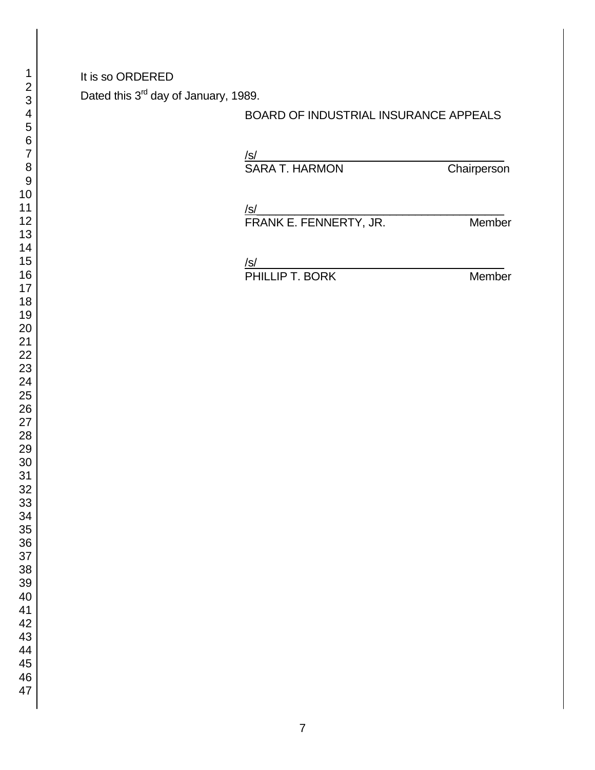It is so ORDERED

Dated this 3rd day of January, 1989.

BOARD OF INDUSTRIAL INSURANCE APPEALS

/s/
SARA T. HARMON Chairperson

/s/
FRANK E. FENNERTY, JR. Member

/s/
PHILLIP T. BORK Member